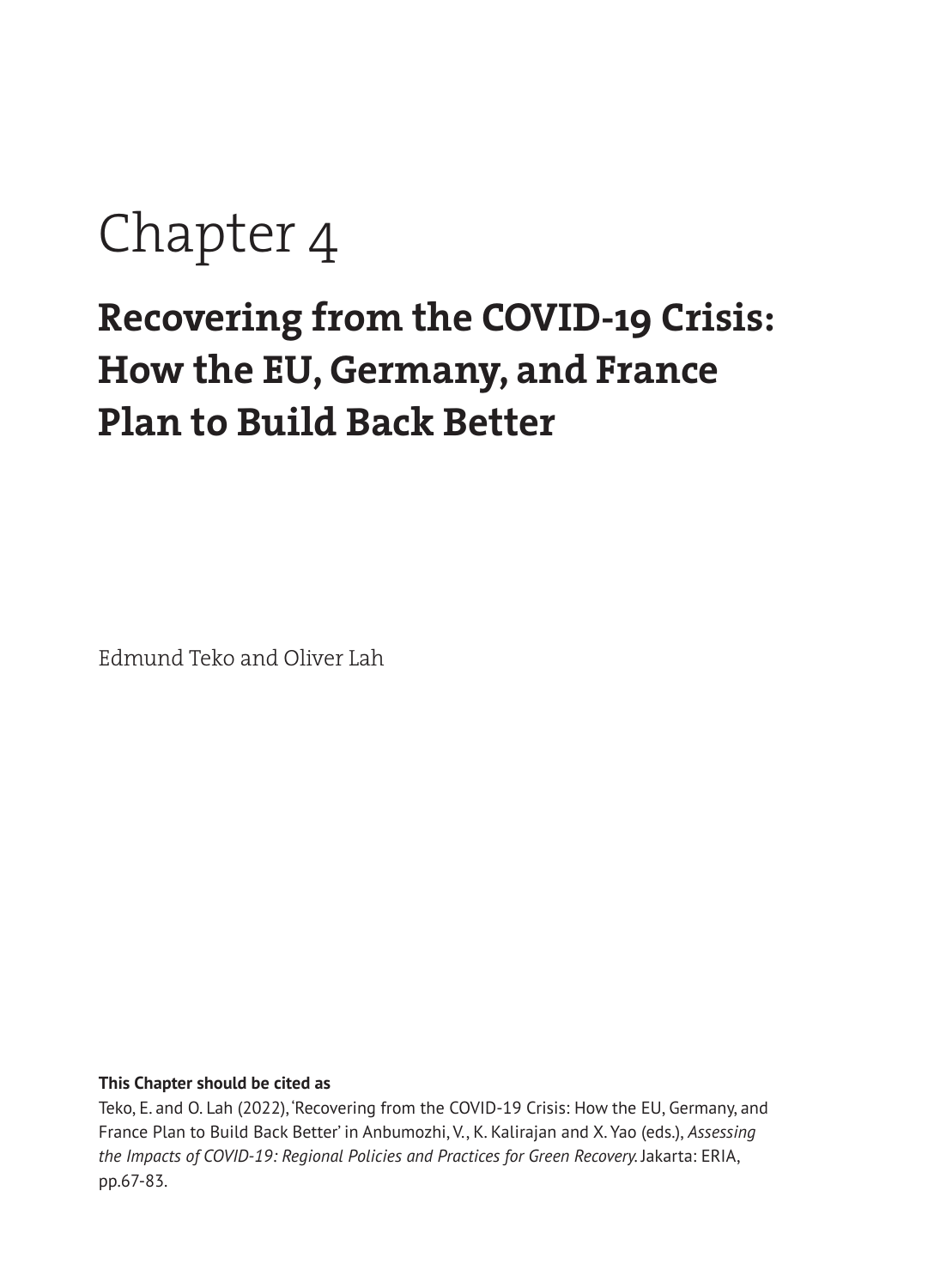# Chapter 4

## Recovering from the COVID-19 Crisis: How the EU, Germany, and France Plan to Build Back Better

Edmund Teko and Oliver Lah

**This Chapter should be cited as**

Teko, E. and O. Lah (2022), 'Recovering from the COVID-19 Crisis: How the EU, Germany, and France Plan to Build Back Better' in Anbumozhi, V., K. Kalirajan and X. Yao (eds.), *Assessing the Impacts of COVID-19: Regional Policies and Practices for Green Recovery.* Jakarta: ERIA, pp.67-83.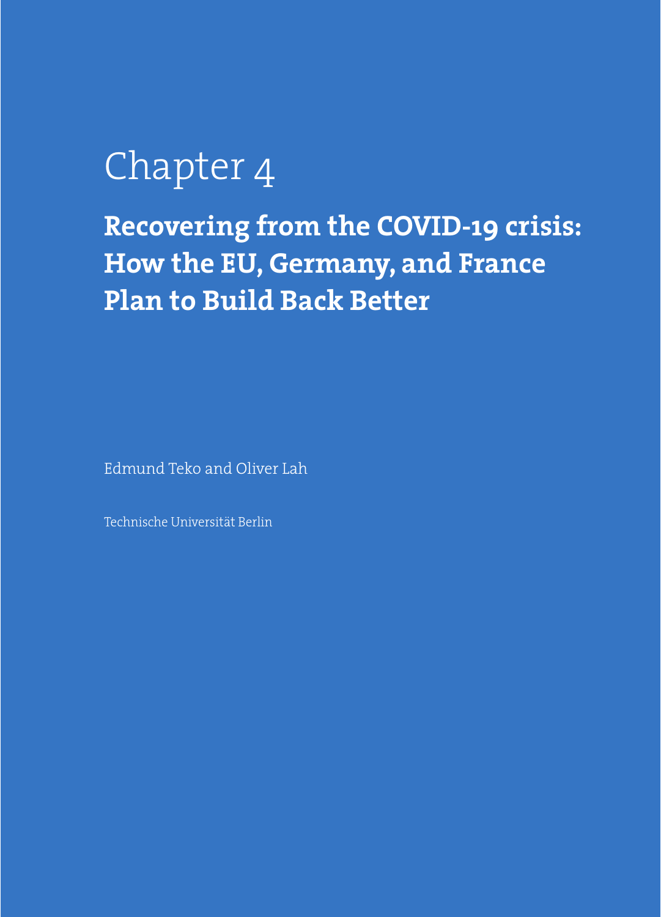# Chapter 4

## Recovering from the COVID-19 crisis: How the EU, Germany, and France Plan to Build Back Better

Edmund Teko and Oliver Lah

Technische Universität Berlin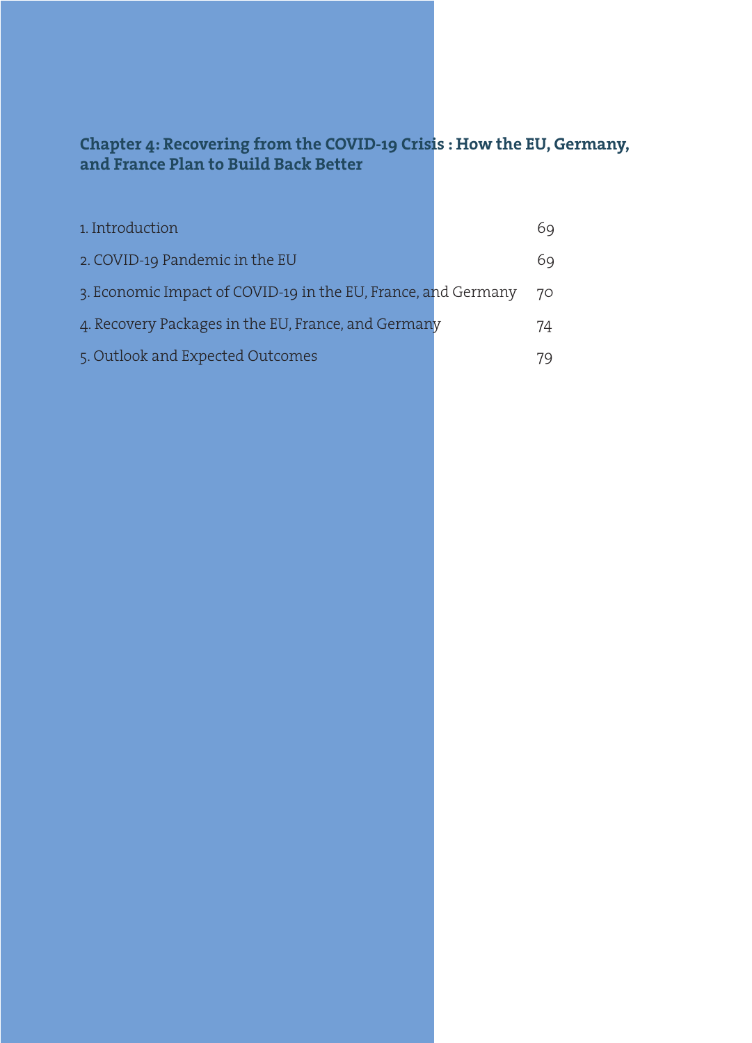# Chapter 4: Recovering from the COVID-19 Crisis : How the EU, Germany, and France Plan to Build Back Better

| | |
|---|---|
| 1. Introduction | 69 |
| 2. COVID-19 Pandemic in the EU | 69 |
| 3. Economic Impact of COVID-19 in the EU, France, and Germany | 70 |
| 4. Recovery Packages in the EU, France, and Germany | 74 |
| 5. Outlook and Expected Outcomes | 79 |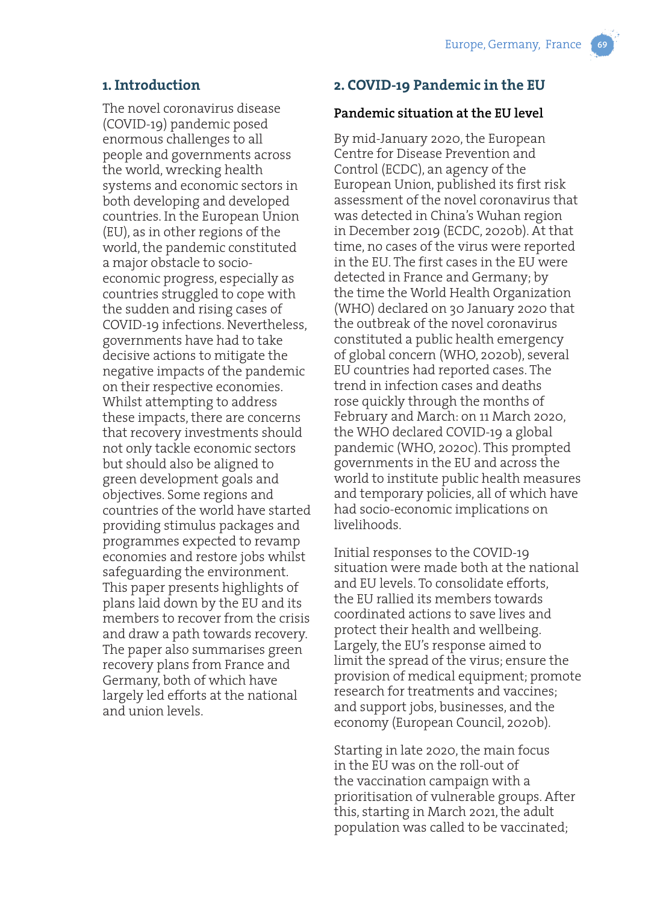## 1. Introduction

The novel coronavirus disease (COVID-19) pandemic posed enormous challenges to all people and governments across the world, wrecking health systems and economic sectors in both developing and developed countries. In the European Union (EU), as in other regions of the world, the pandemic constituted a major obstacle to socio-economic progress, especially as countries struggled to cope with the sudden and rising cases of COVID-19 infections. Nevertheless, governments have had to take decisive actions to mitigate the negative impacts of the pandemic on their respective economies. Whilst attempting to address these impacts, there are concerns that recovery investments should not only tackle economic sectors but should also be aligned to green development goals and objectives. Some regions and countries of the world have started providing stimulus packages and programmes expected to revamp economies and restore jobs whilst safeguarding the environment. This paper presents highlights of plans laid down by the EU and its members to recover from the crisis and draw a path towards recovery. The paper also summarises green recovery plans from France and Germany, both of which have largely led efforts at the national and union levels.

## 2. COVID-19 Pandemic in the EU

### Pandemic situation at the EU level

By mid-January 2020, the European Centre for Disease Prevention and Control (ECDC), an agency of the European Union, published its first risk assessment of the novel coronavirus that was detected in China's Wuhan region in December 2019 (ECDC, 2020b). At that time, no cases of the virus were reported in the EU. The first cases in the EU were detected in France and Germany; by the time the World Health Organization (WHO) declared on 30 January 2020 that the outbreak of the novel coronavirus constituted a public health emergency of global concern (WHO, 2020b), several EU countries had reported cases. The trend in infection cases and deaths rose quickly through the months of February and March: on 11 March 2020, the WHO declared COVID-19 a global pandemic (WHO, 2020c). This prompted governments in the EU and across the world to institute public health measures and temporary policies, all of which have had socio-economic implications on livelihoods.

Initial responses to the COVID-19 situation were made both at the national and EU levels. To consolidate efforts, the EU rallied its members towards coordinated actions to save lives and protect their health and wellbeing. Largely, the EU's response aimed to limit the spread of the virus; ensure the provision of medical equipment; promote research for treatments and vaccines; and support jobs, businesses, and the economy (European Council, 2020b).

Starting in late 2020, the main focus in the EU was on the roll-out of the vaccination campaign with a prioritisation of vulnerable groups. After this, starting in March 2021, the adult population was called to be vaccinated;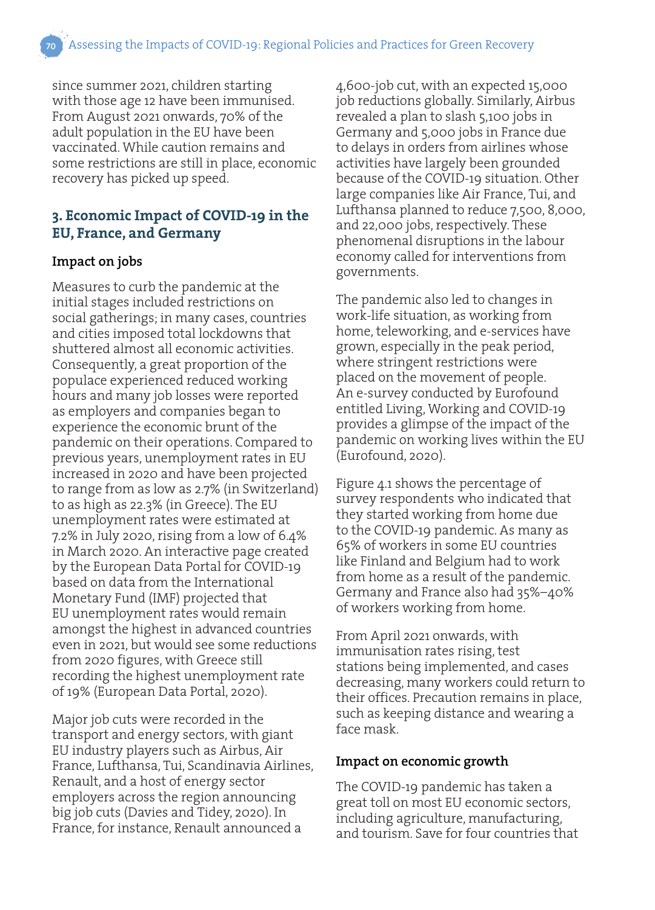since summer 2021, children starting with those age 12 have been immunised. From August 2021 onwards, 70% of the adult population in the EU have been vaccinated. While caution remains and some restrictions are still in place, economic recovery has picked up speed.

## 3. Economic Impact of COVID-19 in the EU, France, and Germany

### Impact on jobs

Measures to curb the pandemic at the initial stages included restrictions on social gatherings; in many cases, countries and cities imposed total lockdowns that shuttered almost all economic activities. Consequently, a great proportion of the populace experienced reduced working hours and many job losses were reported as employers and companies began to experience the economic brunt of the pandemic on their operations. Compared to previous years, unemployment rates in EU increased in 2020 and have been projected to range from as low as 2.7% (in Switzerland) to as high as 22.3% (in Greece). The EU unemployment rates were estimated at 7.2% in July 2020, rising from a low of 6.4% in March 2020. An interactive page created by the European Data Portal for COVID-19 based on data from the International Monetary Fund (IMF) projected that EU unemployment rates would remain amongst the highest in advanced countries even in 2021, but would see some reductions from 2020 figures, with Greece still recording the highest unemployment rate of 19% (European Data Portal, 2020).

Major job cuts were recorded in the transport and energy sectors, with giant EU industry players such as Airbus, Air France, Lufthansa, Tui, Scandinavia Airlines, Renault, and a host of energy sector employers across the region announcing big job cuts (Davies and Tidey, 2020). In France, for instance, Renault announced a 4,600-job cut, with an expected 15,000 job reductions globally. Similarly, Airbus revealed a plan to slash 5,100 jobs in Germany and 5,000 jobs in France due to delays in orders from airlines whose activities have largely been grounded because of the COVID-19 situation. Other large companies like Air France, Tui, and Lufthansa planned to reduce 7,500, 8,000, and 22,000 jobs, respectively. These phenomenal disruptions in the labour economy called for interventions from governments.

The pandemic also led to changes in work-life situation, as working from home, teleworking, and e-services have grown, especially in the peak period, where stringent restrictions were placed on the movement of people. An e-survey conducted by Eurofound entitled Living, Working and COVID-19 provides a glimpse of the impact of the pandemic on working lives within the EU (Eurofound, 2020).

Figure 4.1 shows the percentage of survey respondents who indicated that they started working from home due to the COVID-19 pandemic. As many as 65% of workers in some EU countries like Finland and Belgium had to work from home as a result of the pandemic. Germany and France also had 35%–40% of workers working from home.

From April 2021 onwards, with immunisation rates rising, test stations being implemented, and cases decreasing, many workers could return to their offices. Precaution remains in place, such as keeping distance and wearing a face mask.

### Impact on economic growth

The COVID-19 pandemic has taken a great toll on most EU economic sectors, including agriculture, manufacturing, and tourism. Save for four countries that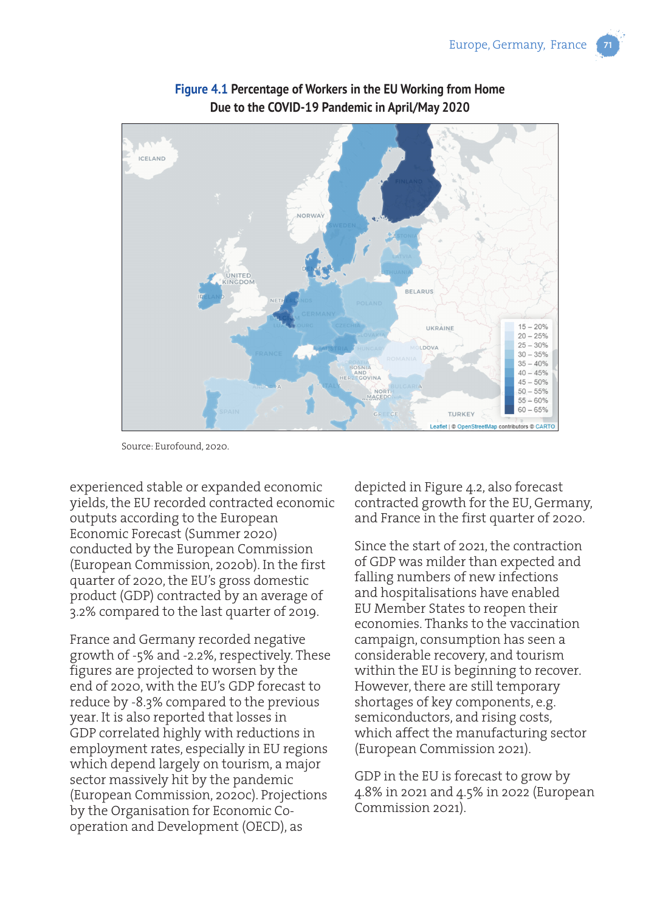**Figure 4.1** Percentage of Workers in the EU Working from Home Due to the COVID-19 Pandemic in April/May 2020

Source: Eurofound, 2020.

experienced stable or expanded economic yields, the EU recorded contracted economic outputs according to the European Economic Forecast (Summer 2020) conducted by the European Commission (European Commission, 2020b). In the first quarter of 2020, the EU's gross domestic product (GDP) contracted by an average of 3.2% compared to the last quarter of 2019.

France and Germany recorded negative growth of -5% and -2.2%, respectively. These figures are projected to worsen by the end of 2020, with the EU's GDP forecast to reduce by -8.3% compared to the previous year. It is also reported that losses in GDP correlated highly with reductions in employment rates, especially in EU regions which depend largely on tourism, a major sector massively hit by the pandemic (European Commission, 2020c). Projections by the Organisation for Economic Co-operation and Development (OECD), as depicted in Figure 4.2, also forecast contracted growth for the EU, Germany, and France in the first quarter of 2020.

Since the start of 2021, the contraction of GDP was milder than expected and falling numbers of new infections and hospitalisations have enabled EU Member States to reopen their economies. Thanks to the vaccination campaign, consumption has seen a considerable recovery, and tourism within the EU is beginning to recover. However, there are still temporary shortages of key components, e.g. semiconductors, and rising costs, which affect the manufacturing sector (European Commission 2021).

GDP in the EU is forecast to grow by 4.8% in 2021 and 4.5% in 2022 (European Commission 2021).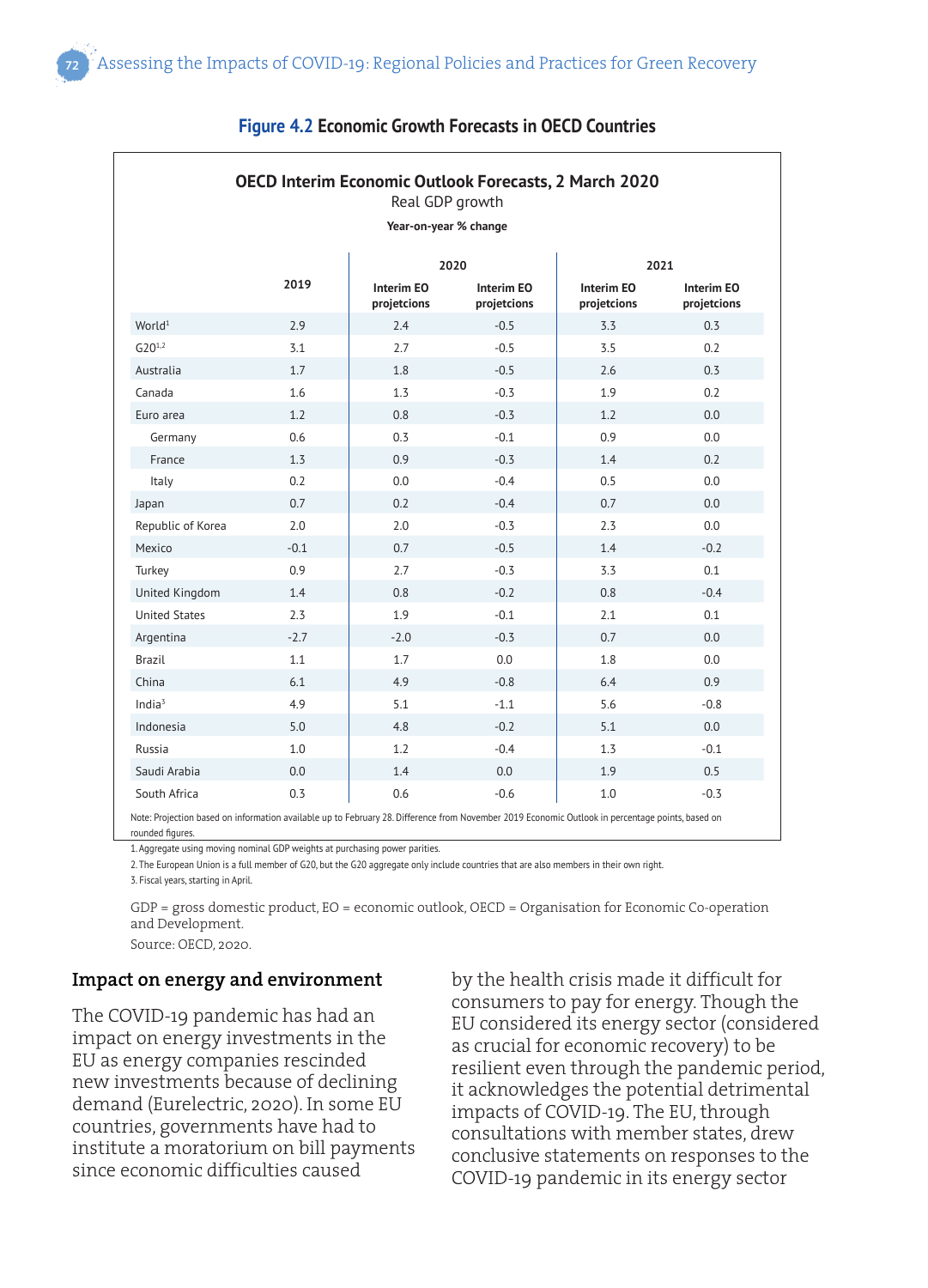**Figure 4.2** Economic Growth Forecasts in OECD Countries

**OECD Interim Economic Outlook Forecasts, 2 March 2020**

Real GDP growth

**Year-on-year % change**

| | 2019 | 2020 | | 2021 | |
|---|---|---|---|---|---|
| | | Interim EO projetcions | Interim EO projetcions | Interim EO projetcions | Interim EO projetcions |
| World[1] | 2.9 | 2.4 | -0.5 | 3.3 | 0.3 |
| G20[1,2] | 3.1 | 2.7 | -0.5 | 3.5 | 0.2 |
| Australia | 1.7 | 1.8 | -0.5 | 2.6 | 0.3 |
| Canada | 1.6 | 1.3 | -0.3 | 1.9 | 0.2 |
| Euro area | 1.2 | 0.8 | -0.3 | 1.2 | 0.0 |
| Germany | 0.6 | 0.3 | -0.1 | 0.9 | 0.0 |
| France | 1.3 | 0.9 | -0.3 | 1.4 | 0.2 |
| Italy | 0.2 | 0.0 | -0.4 | 0.5 | 0.0 |
| Japan | 0.7 | 0.2 | -0.4 | 0.7 | 0.0 |
| Republic of Korea | 2.0 | 2.0 | -0.3 | 2.3 | 0.0 |
| Mexico | -0.1 | 0.7 | -0.5 | 1.4 | -0.2 |
| Turkey | 0.9 | 2.7 | -0.3 | 3.3 | 0.1 |
| United Kingdom | 1.4 | 0.8 | -0.2 | 0.8 | -0.4 |
| United States | 2.3 | 1.9 | -0.1 | 2.1 | 0.1 |
| Argentina | -2.7 | -2.0 | -0.3 | 0.7 | 0.0 |
| Brazil | 1.1 | 1.7 | 0.0 | 1.8 | 0.0 |
| China | 6.1 | 4.9 | -0.8 | 6.4 | 0.9 |
| India[3] | 4.9 | 5.1 | -1.1 | 5.6 | -0.8 |
| Indonesia | 5.0 | 4.8 | -0.2 | 5.1 | 0.0 |
| Russia | 1.0 | 1.2 | -0.4 | 1.3 | -0.1 |
| Saudi Arabia | 0.0 | 1.4 | 0.0 | 1.9 | 0.5 |
| South Africa | 0.3 | 0.6 | -0.6 | 1.0 | -0.3 |

Note: Projection based on information available up to February 28. Difference from November 2019 Economic Outlook in percentage points, based on rounded figures.

1. Aggregate using moving nominal GDP weights at purchasing power parities.
2. The European Union is a full member of G20, but the G20 aggregate only include countries that are also members in their own right.
3. Fiscal years, starting in April.

GDP = gross domestic product, EO = economic outlook, OECD = Organisation for Economic Co-operation and Development.

Source: OECD, 2020.

## Impact on energy and environment

The COVID-19 pandemic has had an impact on energy investments in the EU as energy companies rescinded new investments because of declining demand (Eurelectric, 2020). In some EU countries, governments have had to institute a moratorium on bill payments since economic difficulties caused by the health crisis made it difficult for consumers to pay for energy. Though the EU considered its energy sector (considered as crucial for economic recovery) to be resilient even through the pandemic period, it acknowledges the potential detrimental impacts of COVID-19. The EU, through consultations with member states, drew conclusive statements on responses to the COVID-19 pandemic in its energy sector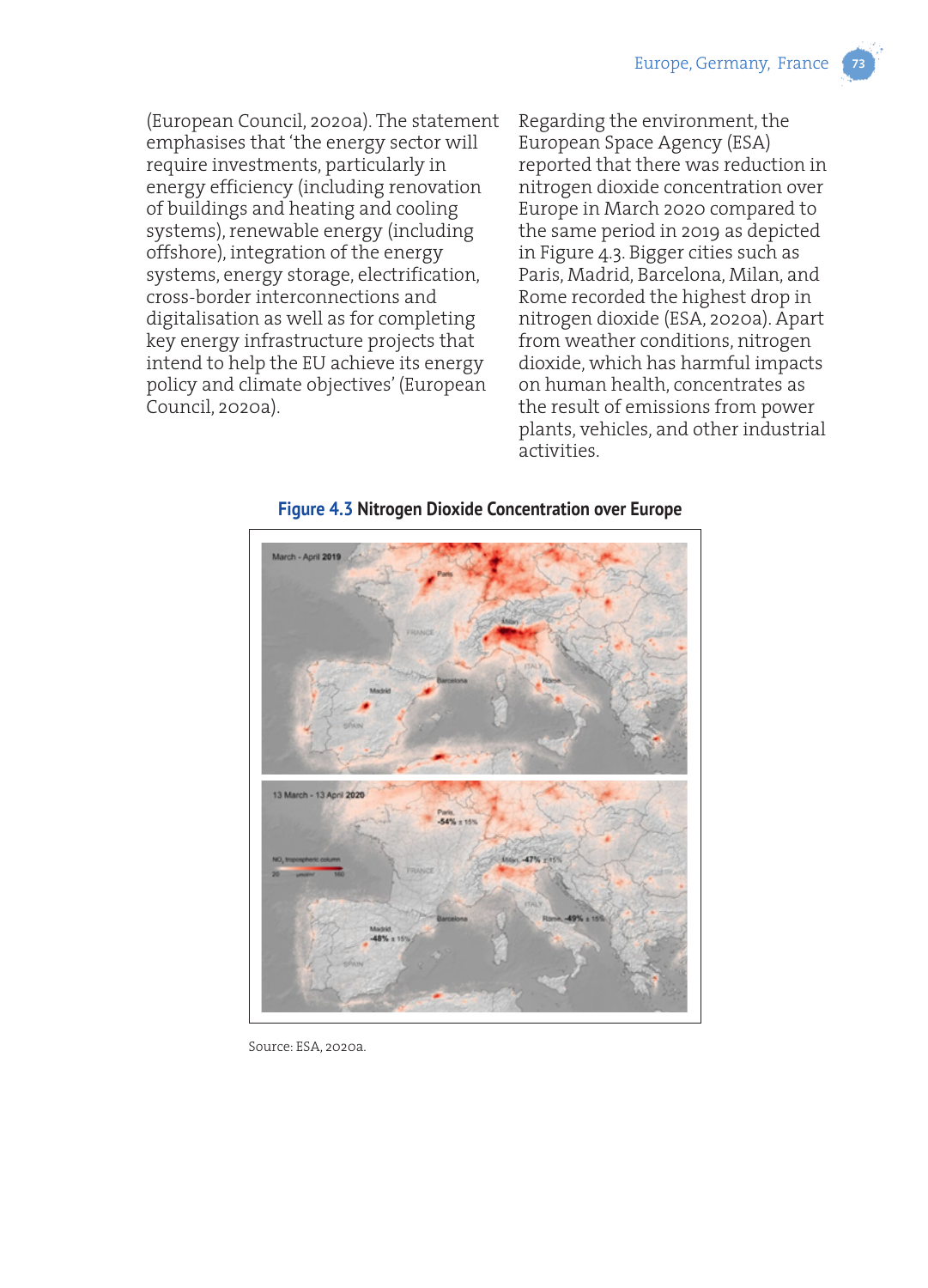(European Council, 2020a). The statement emphasises that 'the energy sector will require investments, particularly in energy efficiency (including renovation of buildings and heating and cooling systems), renewable energy (including offshore), integration of the energy systems, energy storage, electrification, cross-border interconnections and digitalisation as well as for completing key energy infrastructure projects that intend to help the EU achieve its energy policy and climate objectives' (European Council, 2020a).

Regarding the environment, the European Space Agency (ESA) reported that there was reduction in nitrogen dioxide concentration over Europe in March 2020 compared to the same period in 2019 as depicted in Figure 4.3. Bigger cities such as Paris, Madrid, Barcelona, Milan, and Rome recorded the highest drop in nitrogen dioxide (ESA, 2020a). Apart from weather conditions, nitrogen dioxide, which has harmful impacts on human health, concentrates as the result of emissions from power plants, vehicles, and other industrial activities.

**Figure 4.3 Nitrogen Dioxide Concentration over Europe**

Source: ESA, 2020a.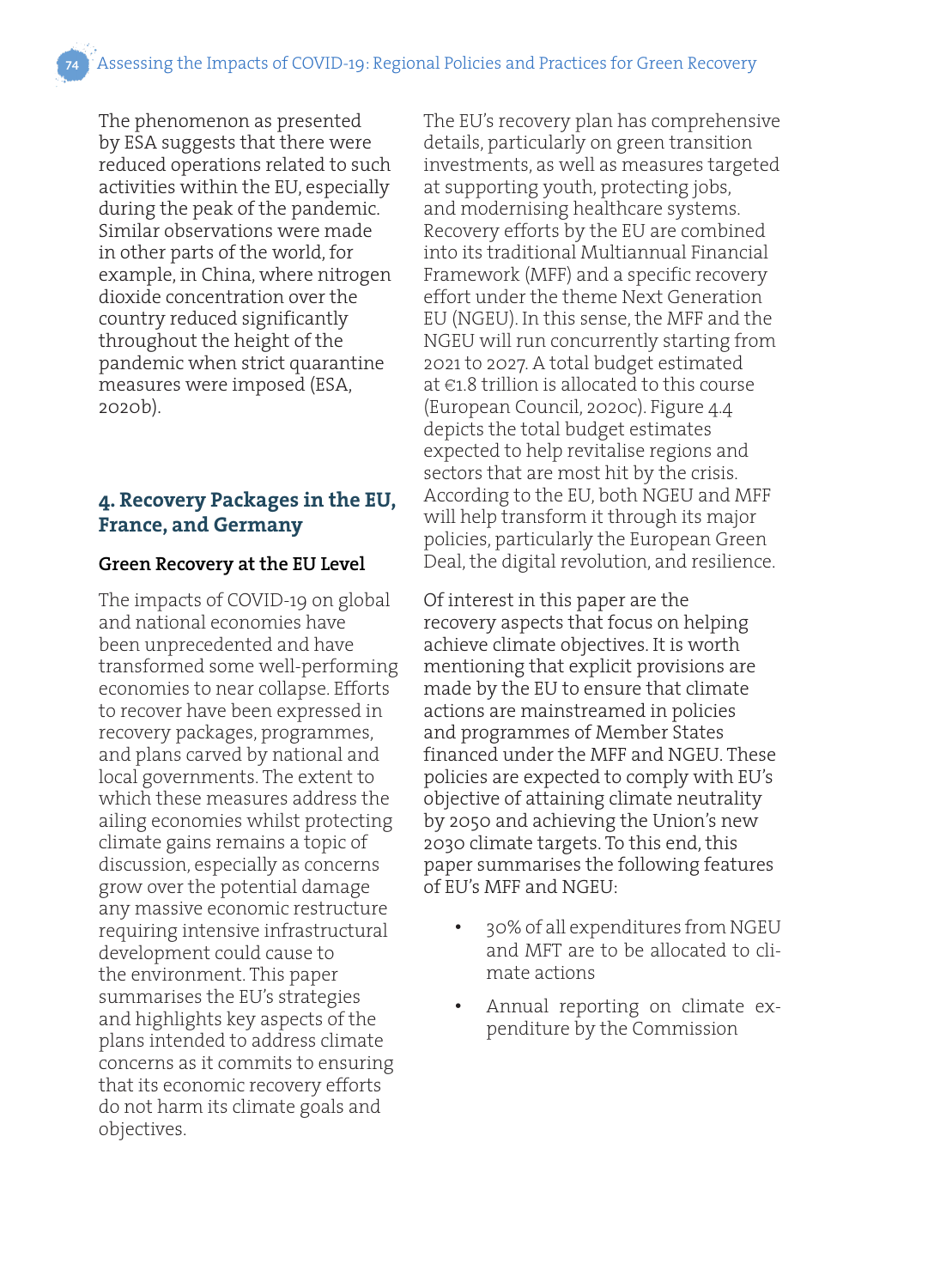The phenomenon as presented by ESA suggests that there were reduced operations related to such activities within the EU, especially during the peak of the pandemic. Similar observations were made in other parts of the world, for example, in China, where nitrogen dioxide concentration over the country reduced significantly throughout the height of the pandemic when strict quarantine measures were imposed (ESA, 2020b).

## 4. Recovery Packages in the EU, France, and Germany

### Green Recovery at the EU Level

The impacts of COVID-19 on global and national economies have been unprecedented and have transformed some well-performing economies to near collapse. Efforts to recover have been expressed in recovery packages, programmes, and plans carved by national and local governments. The extent to which these measures address the ailing economies whilst protecting climate gains remains a topic of discussion, especially as concerns grow over the potential damage any massive economic restructure requiring intensive infrastructural development could cause to the environment. This paper summarises the EU's strategies and highlights key aspects of the plans intended to address climate concerns as it commits to ensuring that its economic recovery efforts do not harm its climate goals and objectives.

The EU's recovery plan has comprehensive details, particularly on green transition investments, as well as measures targeted at supporting youth, protecting jobs, and modernising healthcare systems. Recovery efforts by the EU are combined into its traditional Multiannual Financial Framework (MFF) and a specific recovery effort under the theme Next Generation EU (NGEU). In this sense, the MFF and the NGEU will run concurrently starting from 2021 to 2027. A total budget estimated at €1.8 trillion is allocated to this course (European Council, 2020c). Figure 4.4 depicts the total budget estimates expected to help revitalise regions and sectors that are most hit by the crisis. According to the EU, both NGEU and MFF will help transform it through its major policies, particularly the European Green Deal, the digital revolution, and resilience.

Of interest in this paper are the recovery aspects that focus on helping achieve climate objectives. It is worth mentioning that explicit provisions are made by the EU to ensure that climate actions are mainstreamed in policies and programmes of Member States financed under the MFF and NGEU. These policies are expected to comply with EU's objective of attaining climate neutrality by 2050 and achieving the Union's new 2030 climate targets. To this end, this paper summarises the following features of EU's MFF and NGEU:

- 30% of all expenditures from NGEU and MFT are to be allocated to climate actions
- Annual reporting on climate expenditure by the Commission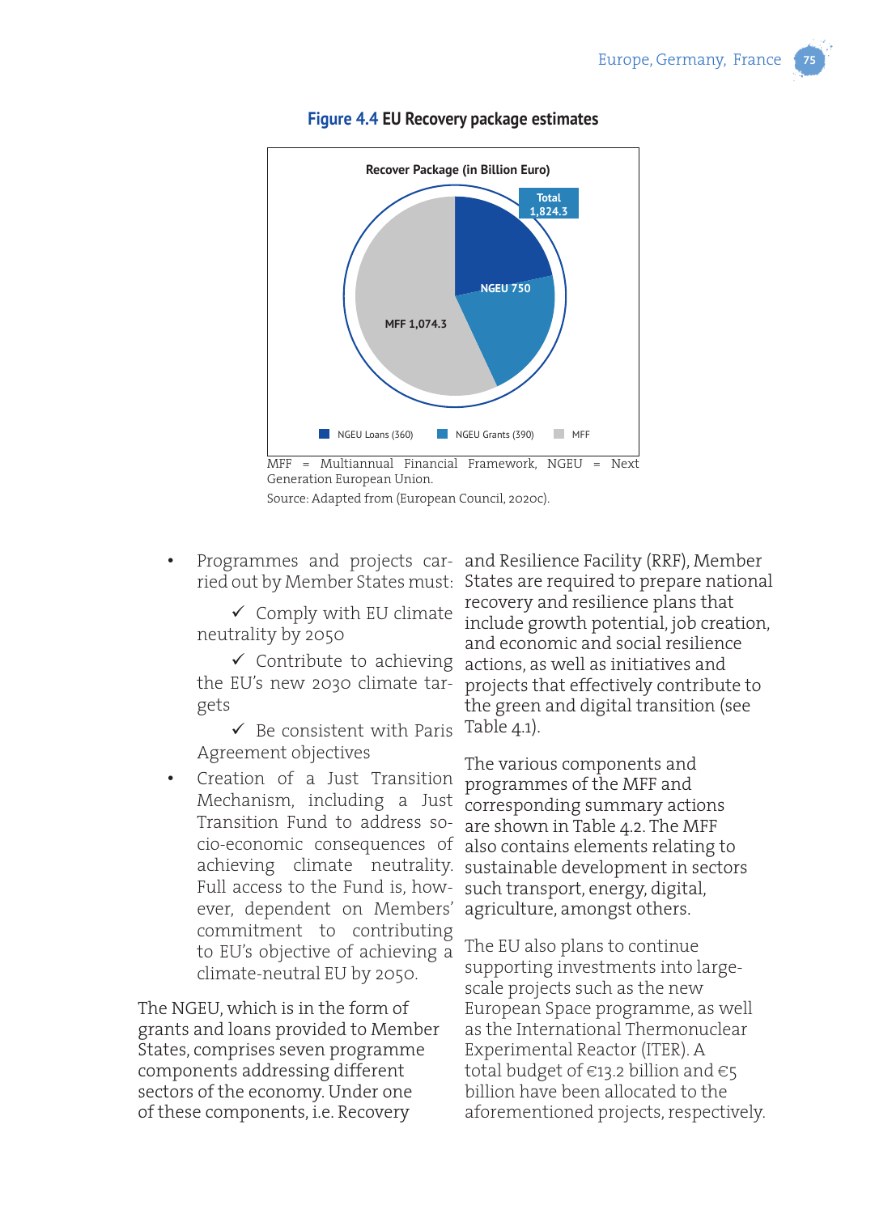**Figure 4.4** EU Recovery package estimates

Recover Package (in Billion Euro)

Total 1,824.3

NGEU 750

MFF 1,074.3

NGEU Loans (360) NGEU Grants (390) MFF

MFF = Multiannual Financial Framework, NGEU = Next Generation European Union.

Source: Adapted from (European Council, 2020c).

- Programmes and projects carried out by Member States must:
  - ✓ Comply with EU climate neutrality by 2050
  - ✓ Contribute to achieving the EU's new 2030 climate targets
  - ✓ Be consistent with Paris Agreement objectives
- Creation of a Just Transition Mechanism, including a Just Transition Fund to address socio-economic consequences of achieving climate neutrality. Full access to the Fund is, however, dependent on Members' commitment to contributing to EU's objective of achieving a climate-neutral EU by 2050.

The NGEU, which is in the form of grants and loans provided to Member States, comprises seven programme components addressing different sectors of the economy. Under one of these components, i.e. Recovery and Resilience Facility (RRF), Member States are required to prepare national recovery and resilience plans that include growth potential, job creation, and economic and social resilience actions, as well as initiatives and projects that effectively contribute to the green and digital transition (see Table 4.1).

The various components and programmes of the MFF and corresponding summary actions are shown in Table 4.2. The MFF also contains elements relating to sustainable development in sectors such transport, energy, digital, agriculture, amongst others.

The EU also plans to continue supporting investments into large-scale projects such as the new European Space programme, as well as the International Thermonuclear Experimental Reactor (ITER). A total budget of €13.2 billion and €5 billion have been allocated to the aforementioned projects, respectively.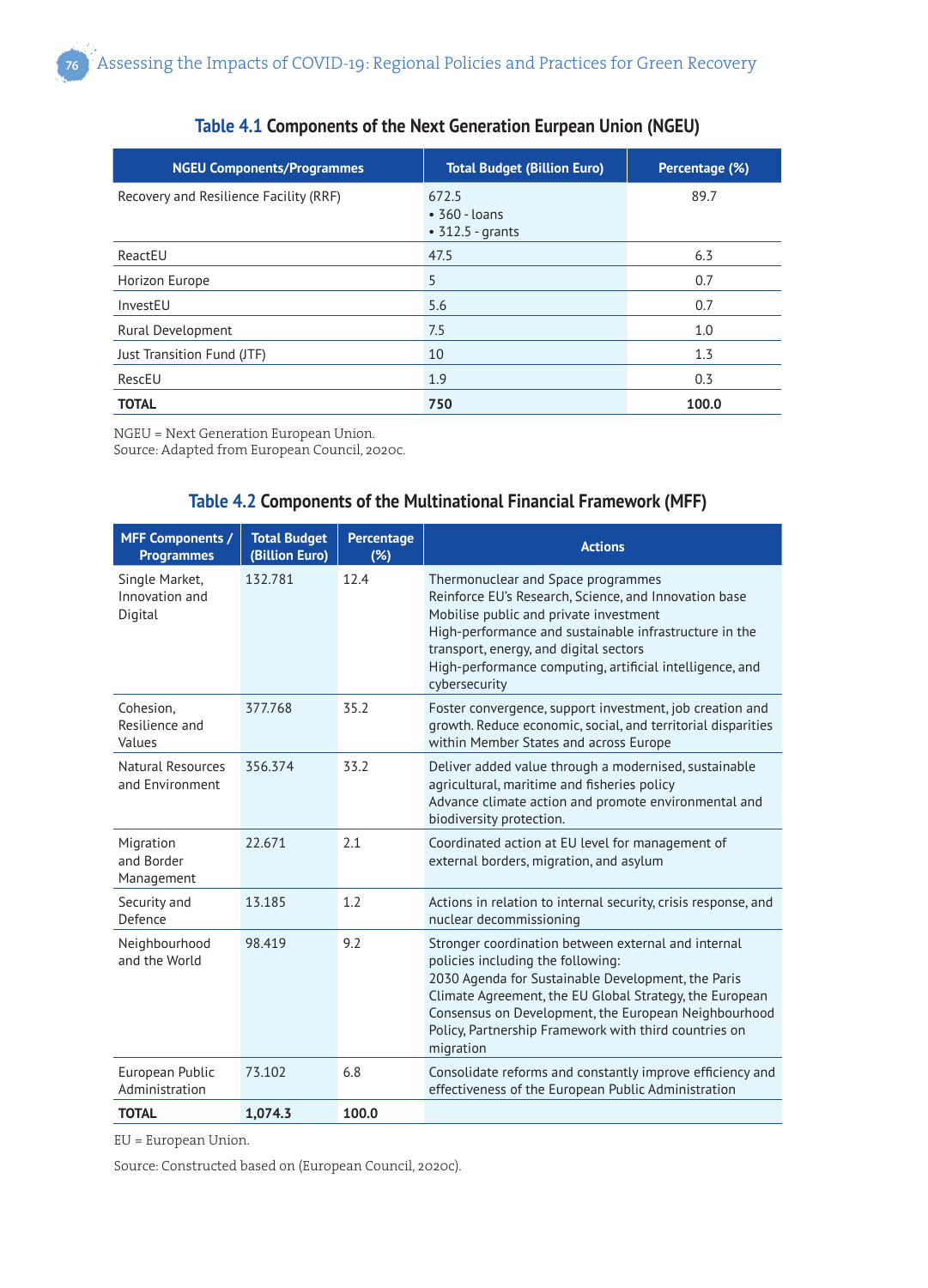**Table 4.1** Components of the Next Generation European Union (NGEU)

| NGEU Components/Programmes | Total Budget (Billion Euro) | Percentage (%) |
|---|---|---|
| Recovery and Resilience Facility (RRF) | 672.5<br>• 360 - loans<br>• 312.5 - grants | 89.7 |
| ReactEU | 47.5 | 6.3 |
| Horizon Europe | 5 | 0.7 |
| InvestEU | 5.6 | 0.7 |
| Rural Development | 7.5 | 1.0 |
| Just Transition Fund (JTF) | 10 | 1.3 |
| RescEU | 1.9 | 0.3 |
| **TOTAL** | **750** | **100.0** |

NGEU = Next Generation European Union.
Source: Adapted from European Council, 2020c.

**Table 4.2** Components of the Multinational Financial Framework (MFF)

| MFF Components / Programmes | Total Budget (Billion Euro) | Percentage (%) | Actions |
|---|---|---|---|
| Single Market, Innovation and Digital | 132.781 | 12.4 | Thermonuclear and Space programmes<br>Reinforce EU's Research, Science, and Innovation base<br>Mobilise public and private investment<br>High-performance and sustainable infrastructure in the transport, energy, and digital sectors<br>High-performance computing, artificial intelligence, and cybersecurity |
| Cohesion, Resilience and Values | 377.768 | 35.2 | Foster convergence, support investment, job creation and growth. Reduce economic, social, and territorial disparities within Member States and across Europe |
| Natural Resources and Environment | 356.374 | 33.2 | Deliver added value through a modernised, sustainable agricultural, maritime and fisheries policy<br>Advance climate action and promote environmental and biodiversity protection. |
| Migration and Border Management | 22.671 | 2.1 | Coordinated action at EU level for management of external borders, migration, and asylum |
| Security and Defence | 13.185 | 1.2 | Actions in relation to internal security, crisis response, and nuclear decommissioning |
| Neighbourhood and the World | 98.419 | 9.2 | Stronger coordination between external and internal policies including the following:<br>2030 Agenda for Sustainable Development, the Paris Climate Agreement, the EU Global Strategy, the European Consensus on Development, the European Neighbourhood Policy, Partnership Framework with third countries on migration |
| European Public Administration | 73.102 | 6.8 | Consolidate reforms and constantly improve efficiency and effectiveness of the European Public Administration |
| **TOTAL** | **1,074.3** | **100.0** | |

EU = European Union.

Source: Constructed based on (European Council, 2020c).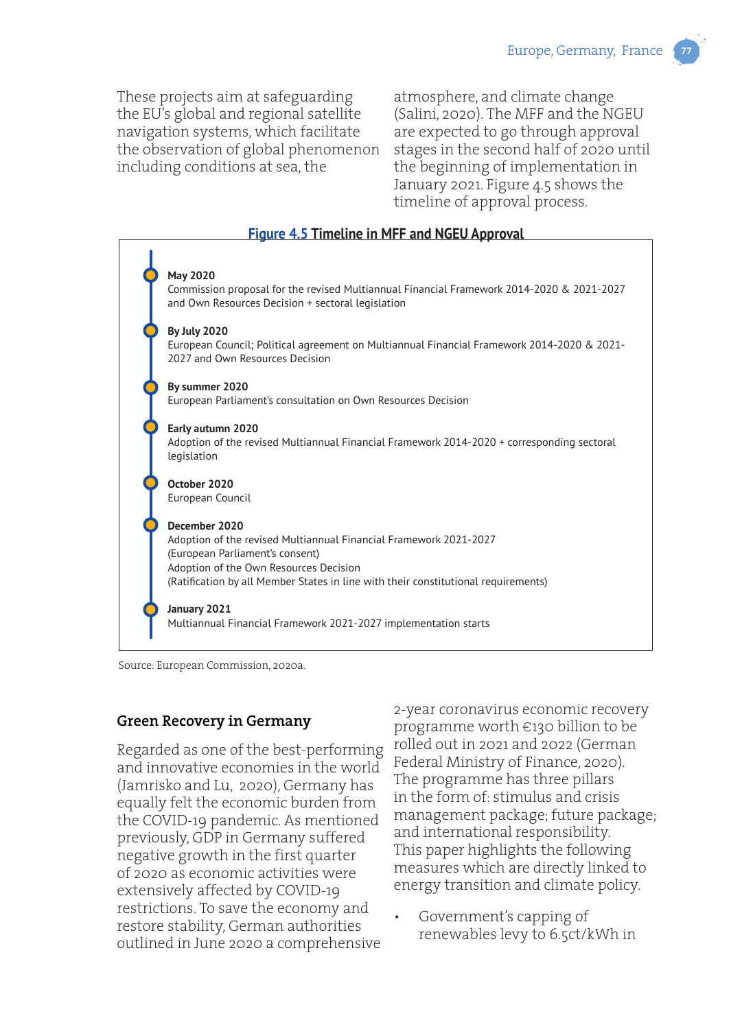These projects aim at safeguarding the EU's global and regional satellite navigation systems, which facilitate the observation of global phenomenon including conditions at sea, the atmosphere, and climate change (Salini, 2020). The MFF and the NGEU are expected to go through approval stages in the second half of 2020 until the beginning of implementation in January 2021. Figure 4.5 shows the timeline of approval process.

**Figure 4.5 Timeline in MFF and NGEU Approval**

**May 2020**
Commission proposal for the revised Multiannual Financial Framework 2014-2020 & 2021-2027 and Own Resources Decision + sectoral legislation

**By July 2020**
European Council; Political agreement on Multiannual Financial Framework 2014-2020 & 2021-2027 and Own Resources Decision

**By summer 2020**
European Parliament's consultation on Own Resources Decision

**Early autumn 2020**
Adoption of the revised Multiannual Financial Framework 2014-2020 + corresponding sectoral legislation

**October 2020**
European Council

**December 2020**
Adoption of the revised Multiannual Financial Framework 2021-2027
(European Parliament's consent)
Adoption of the Own Resources Decision
(Ratification by all Member States in line with their constitutional requirements)

**January 2021**
Multiannual Financial Framework 2021-2027 implementation starts

Source: European Commission, 2020a.

## Green Recovery in Germany

Regarded as one of the best-performing and innovative economies in the world (Jamrisko and Lu, 2020), Germany has equally felt the economic burden from the COVID-19 pandemic. As mentioned previously, GDP in Germany suffered negative growth in the first quarter of 2020 as economic activities were extensively affected by COVID-19 restrictions. To save the economy and restore stability, German authorities outlined in June 2020 a comprehensive 2-year coronavirus economic recovery programme worth €130 billion to be rolled out in 2021 and 2022 (German Federal Ministry of Finance, 2020). The programme has three pillars in the form of: stimulus and crisis management package; future package; and international responsibility. This paper highlights the following measures which are directly linked to energy transition and climate policy.

- Government's capping of renewables levy to 6.5ct/kWh in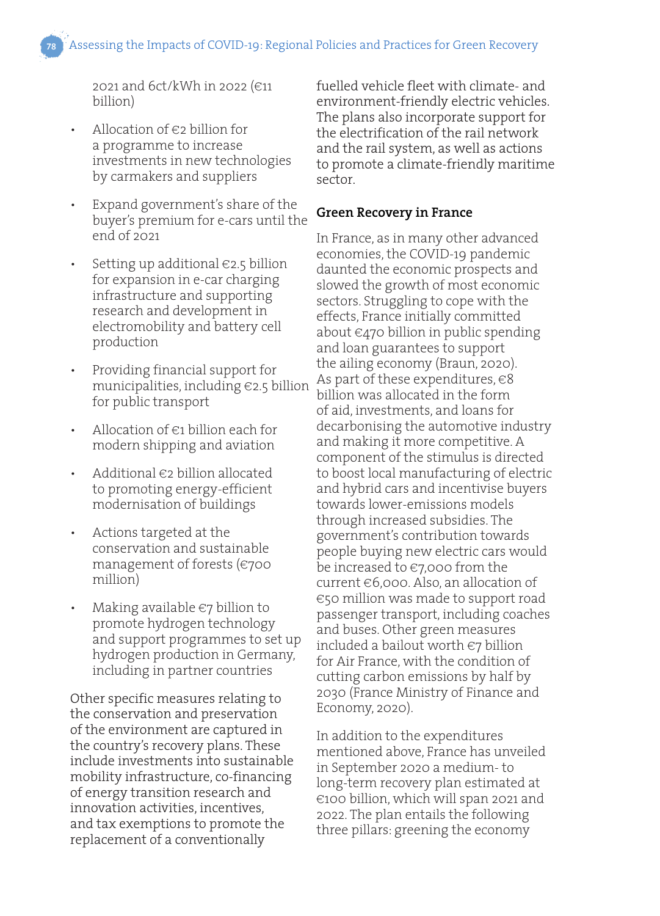2021 and 6ct/kWh in 2022 (€11 billion)

- Allocation of €2 billion for a programme to increase investments in new technologies by carmakers and suppliers
- Expand government's share of the buyer's premium for e-cars until the end of 2021
- Setting up additional €2.5 billion for expansion in e-car charging infrastructure and supporting research and development in electromobility and battery cell production
- Providing financial support for municipalities, including €2.5 billion for public transport
- Allocation of €1 billion each for modern shipping and aviation
- Additional €2 billion allocated to promoting energy-efficient modernisation of buildings
- Actions targeted at the conservation and sustainable management of forests (€700 million)
- Making available €7 billion to promote hydrogen technology and support programmes to set up hydrogen production in Germany, including in partner countries

Other specific measures relating to the conservation and preservation of the environment are captured in the country's recovery plans. These include investments into sustainable mobility infrastructure, co-financing of energy transition research and innovation activities, incentives, and tax exemptions to promote the replacement of a conventionally fuelled vehicle fleet with climate- and environment-friendly electric vehicles. The plans also incorporate support for the electrification of the rail network and the rail system, as well as actions to promote a climate-friendly maritime sector.

## Green Recovery in France

In France, as in many other advanced economies, the COVID-19 pandemic daunted the economic prospects and slowed the growth of most economic sectors. Struggling to cope with the effects, France initially committed about €470 billion in public spending and loan guarantees to support the ailing economy (Braun, 2020). As part of these expenditures, €8 billion was allocated in the form of aid, investments, and loans for decarbonising the automotive industry and making it more competitive. A component of the stimulus is directed to boost local manufacturing of electric and hybrid cars and incentivise buyers towards lower-emissions models through increased subsidies. The government's contribution towards people buying new electric cars would be increased to €7,000 from the current €6,000. Also, an allocation of €50 million was made to support road passenger transport, including coaches and buses. Other green measures included a bailout worth €7 billion for Air France, with the condition of cutting carbon emissions by half by 2030 (France Ministry of Finance and Economy, 2020).

In addition to the expenditures mentioned above, France has unveiled in September 2020 a medium- to long-term recovery plan estimated at €100 billion, which will span 2021 and 2022. The plan entails the following three pillars: greening the economy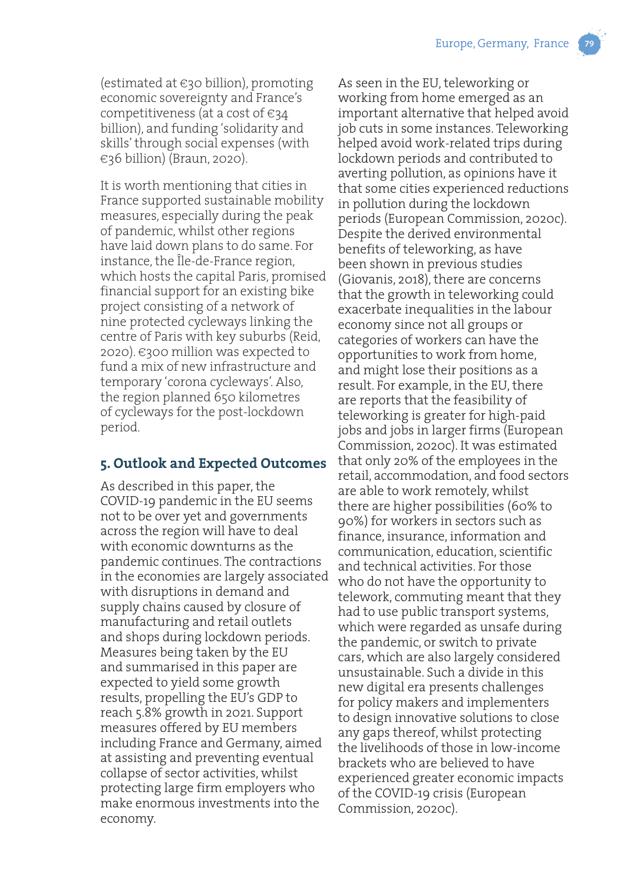(estimated at €30 billion), promoting economic sovereignty and France's competitiveness (at a cost of €34 billion), and funding 'solidarity and skills' through social expenses (with €36 billion) (Braun, 2020).

It is worth mentioning that cities in France supported sustainable mobility measures, especially during the peak of pandemic, whilst other regions have laid down plans to do same. For instance, the Île-de-France region, which hosts the capital Paris, promised financial support for an existing bike project consisting of a network of nine protected cycleways linking the centre of Paris with key suburbs (Reid, 2020). €300 million was expected to fund a mix of new infrastructure and temporary 'corona cycleways'. Also, the region planned 650 kilometres of cycleways for the post-lockdown period.

## 5. Outlook and Expected Outcomes

As described in this paper, the COVID-19 pandemic in the EU seems not to be over yet and governments across the region will have to deal with economic downturns as the pandemic continues. The contractions in the economies are largely associated with disruptions in demand and supply chains caused by closure of manufacturing and retail outlets and shops during lockdown periods. Measures being taken by the EU and summarised in this paper are expected to yield some growth results, propelling the EU's GDP to reach 5.8% growth in 2021. Support measures offered by EU members including France and Germany, aimed at assisting and preventing eventual collapse of sector activities, whilst protecting large firm employers who make enormous investments into the economy.

As seen in the EU, teleworking or working from home emerged as an important alternative that helped avoid job cuts in some instances. Teleworking helped avoid work-related trips during lockdown periods and contributed to averting pollution, as opinions have it that some cities experienced reductions in pollution during the lockdown periods (European Commission, 2020c). Despite the derived environmental benefits of teleworking, as have been shown in previous studies (Giovanis, 2018), there are concerns that the growth in teleworking could exacerbate inequalities in the labour economy since not all groups or categories of workers can have the opportunities to work from home, and might lose their positions as a result. For example, in the EU, there are reports that the feasibility of teleworking is greater for high-paid jobs and jobs in larger firms (European Commission, 2020c). It was estimated that only 20% of the employees in the retail, accommodation, and food sectors are able to work remotely, whilst there are higher possibilities (60% to 90%) for workers in sectors such as finance, insurance, information and communication, education, scientific and technical activities. For those who do not have the opportunity to telework, commuting meant that they had to use public transport systems, which were regarded as unsafe during the pandemic, or switch to private cars, which are also largely considered unsustainable. Such a divide in this new digital era presents challenges for policy makers and implementers to design innovative solutions to close any gaps thereof, whilst protecting the livelihoods of those in low-income brackets who are believed to have experienced greater economic impacts of the COVID-19 crisis (European Commission, 2020c).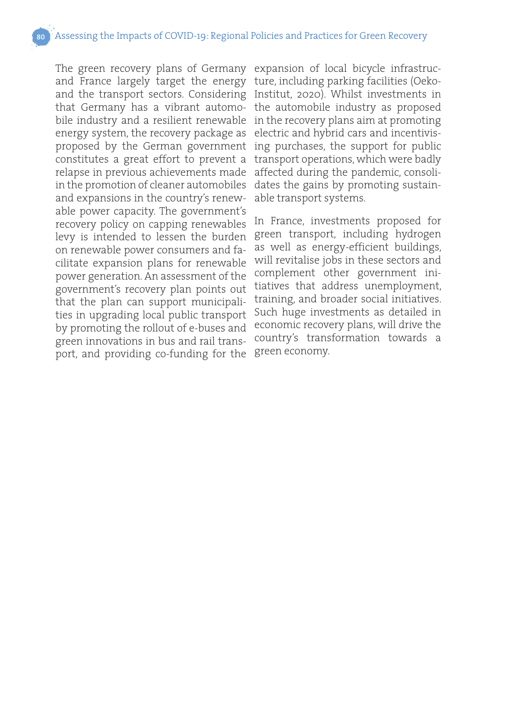The green recovery plans of Germany and France largely target the energy and the transport sectors. Considering that Germany has a vibrant automobile industry and a resilient renewable energy system, the recovery package as proposed by the German government constitutes a great effort to prevent a relapse in previous achievements made in the promotion of cleaner automobiles and expansions in the country's renewable power capacity. The government's recovery policy on capping renewables levy is intended to lessen the burden on renewable power consumers and facilitate expansion plans for renewable power generation. An assessment of the government's recovery plan points out that the plan can support municipalities in upgrading local public transport by promoting the rollout of e-buses and green innovations in bus and rail transport, and providing co-funding for the expansion of local bicycle infrastructure, including parking facilities (Oeko-Institut, 2020). Whilst investments in the automobile industry as proposed in the recovery plans aim at promoting electric and hybrid cars and incentivising purchases, the support for public transport operations, which were badly affected during the pandemic, consolidates the gains by promoting sustainable transport systems.

In France, investments proposed for green transport, including hydrogen as well as energy-efficient buildings, will revitalise jobs in these sectors and complement other government initiatives that address unemployment, training, and broader social initiatives. Such huge investments as detailed in economic recovery plans, will drive the country's transformation towards a green economy.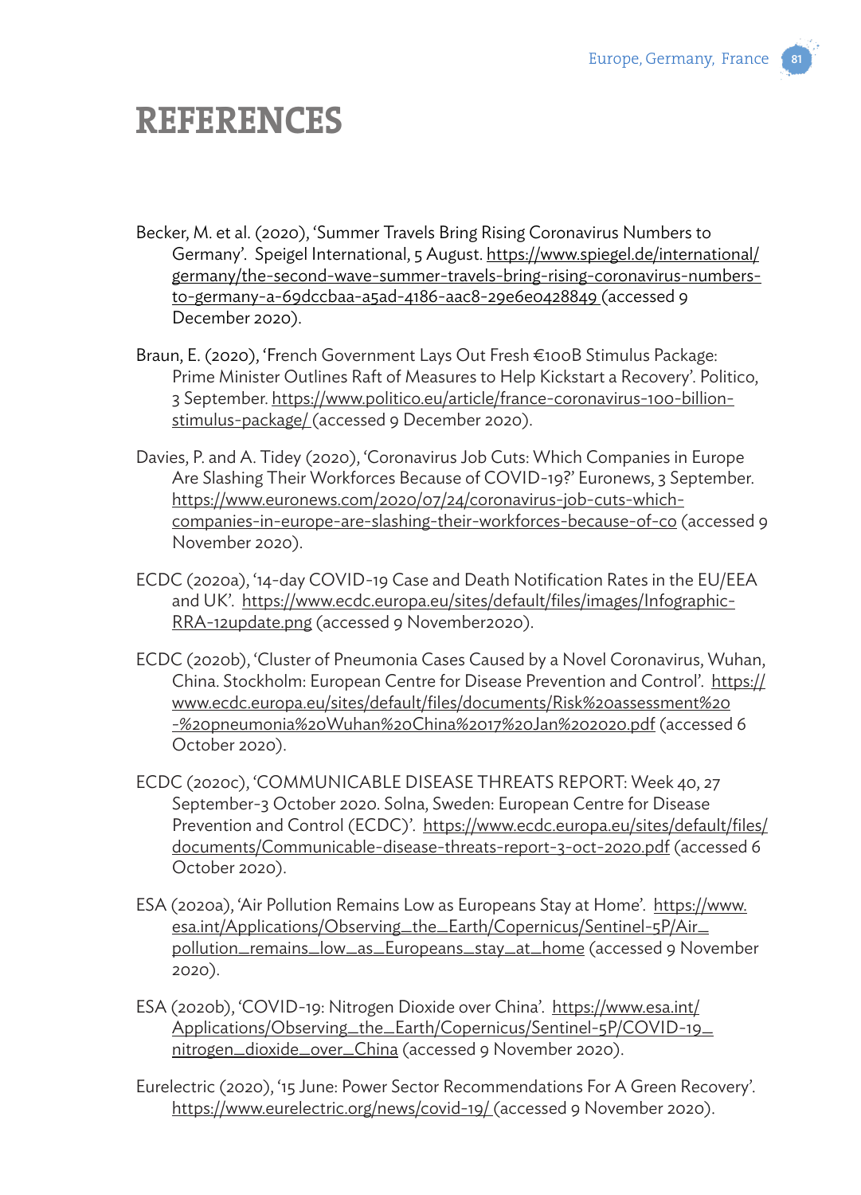# REFERENCES

Becker, M. et al. (2020), 'Summer Travels Bring Rising Coronavirus Numbers to Germany'. Speigel International, 5 August. https://www.spiegel.de/international/germany/the-second-wave-summer-travels-bring-rising-coronavirus-numbers-to-germany-a-69dccbaa-a5ad-4186-aac8-29e6e0428849 (accessed 9 December 2020).

Braun, E. (2020), 'French Government Lays Out Fresh €100B Stimulus Package: Prime Minister Outlines Raft of Measures to Help Kickstart a Recovery'. Politico, 3 September. https://www.politico.eu/article/france-coronavirus-100-billion-stimulus-package/ (accessed 9 December 2020).

Davies, P. and A. Tidey (2020), 'Coronavirus Job Cuts: Which Companies in Europe Are Slashing Their Workforces Because of COVID-19?' Euronews, 3 September. https://www.euronews.com/2020/07/24/coronavirus-job-cuts-which-companies-in-europe-are-slashing-their-workforces-because-of-co (accessed 9 November 2020).

ECDC (2020a), '14-day COVID-19 Case and Death Notification Rates in the EU/EEA and UK'. https://www.ecdc.europa.eu/sites/default/files/images/Infographic-RRA-12update.png (accessed 9 November2020).

ECDC (2020b), 'Cluster of Pneumonia Cases Caused by a Novel Coronavirus, Wuhan, China. Stockholm: European Centre for Disease Prevention and Control'. https://www.ecdc.europa.eu/sites/default/files/documents/Risk%20assessment%20-%20pneumonia%20Wuhan%20China%2017%20Jan%202020.pdf (accessed 6 October 2020).

ECDC (2020c), 'COMMUNICABLE DISEASE THREATS REPORT: Week 40, 27 September-3 October 2020. Solna, Sweden: European Centre for Disease Prevention and Control (ECDC)'. https://www.ecdc.europa.eu/sites/default/files/documents/Communicable-disease-threats-report-3-oct-2020.pdf (accessed 6 October 2020).

ESA (2020a), 'Air Pollution Remains Low as Europeans Stay at Home'. https://www.esa.int/Applications/Observing_the_Earth/Copernicus/Sentinel-5P/Air_pollution_remains_low_as_Europeans_stay_at_home (accessed 9 November 2020).

ESA (2020b), 'COVID-19: Nitrogen Dioxide over China'. https://www.esa.int/Applications/Observing_the_Earth/Copernicus/Sentinel-5P/COVID-19_nitrogen_dioxide_over_China (accessed 9 November 2020).

Eurelectric (2020), '15 June: Power Sector Recommendations For A Green Recovery'. https://www.eurelectric.org/news/covid-19/ (accessed 9 November 2020).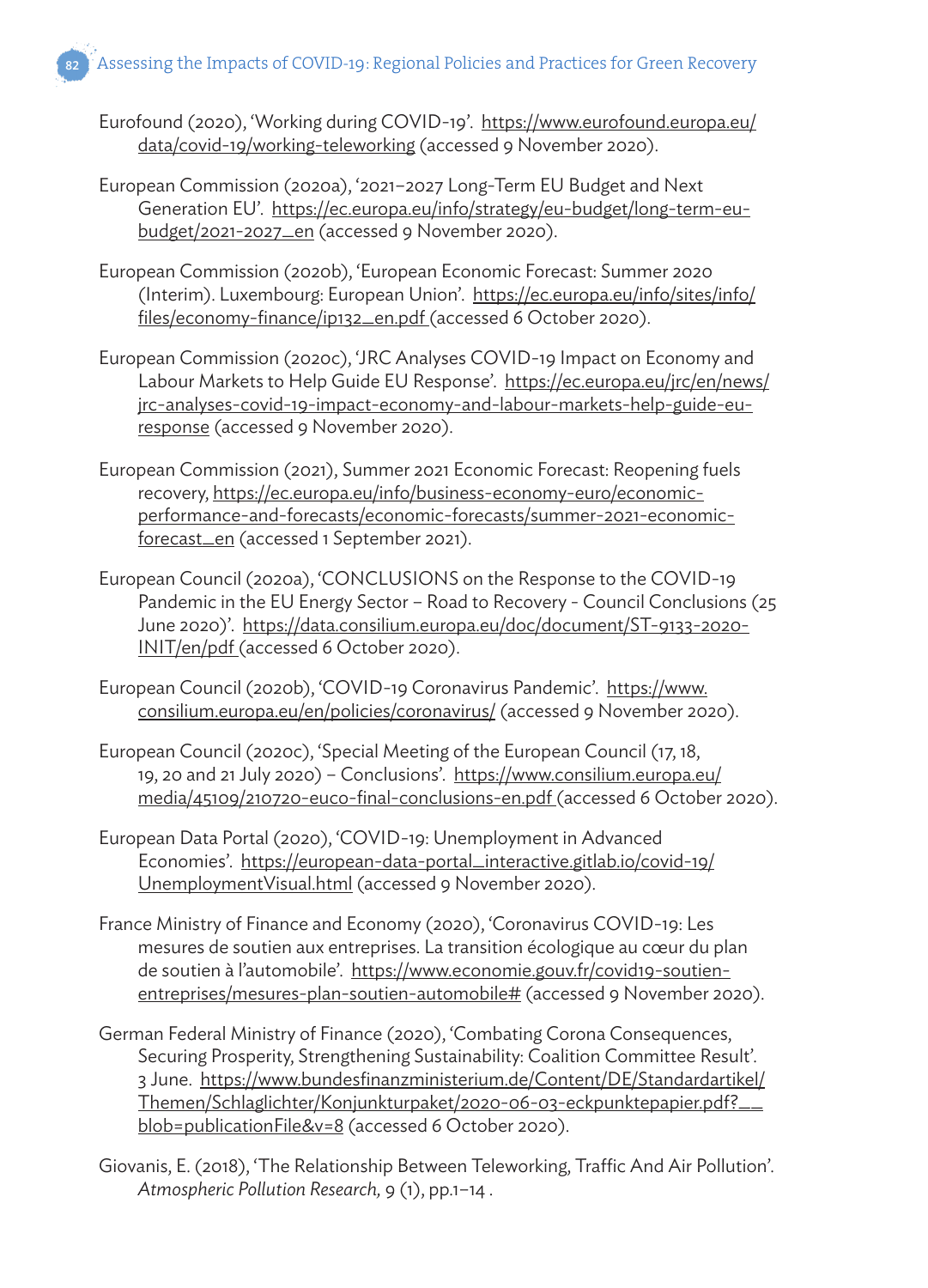Eurofound (2020), 'Working during COVID-19'. https://www.eurofound.europa.eu/data/covid-19/working-teleworking (accessed 9 November 2020).

European Commission (2020a), '2021–2027 Long-Term EU Budget and Next Generation EU'. https://ec.europa.eu/info/strategy/eu-budget/long-term-eu-budget/2021-2027_en (accessed 9 November 2020).

European Commission (2020b), 'European Economic Forecast: Summer 2020 (Interim). Luxembourg: European Union'. https://ec.europa.eu/info/sites/info/files/economy-finance/ip132_en.pdf (accessed 6 October 2020).

European Commission (2020c), 'JRC Analyses COVID-19 Impact on Economy and Labour Markets to Help Guide EU Response'. https://ec.europa.eu/jrc/en/news/jrc-analyses-covid-19-impact-economy-and-labour-markets-help-guide-eu-response (accessed 9 November 2020).

European Commission (2021), Summer 2021 Economic Forecast: Reopening fuels recovery, https://ec.europa.eu/info/business-economy-euro/economic-performance-and-forecasts/economic-forecasts/summer-2021-economic-forecast_en (accessed 1 September 2021).

European Council (2020a), 'CONCLUSIONS on the Response to the COVID-19 Pandemic in the EU Energy Sector – Road to Recovery - Council Conclusions (25 June 2020)'. https://data.consilium.europa.eu/doc/document/ST-9133-2020-INIT/en/pdf (accessed 6 October 2020).

European Council (2020b), 'COVID-19 Coronavirus Pandemic'. https://www.consilium.europa.eu/en/policies/coronavirus/ (accessed 9 November 2020).

European Council (2020c), 'Special Meeting of the European Council (17, 18, 19, 20 and 21 July 2020) – Conclusions'. https://www.consilium.europa.eu/media/45109/210720-euco-final-conclusions-en.pdf (accessed 6 October 2020).

European Data Portal (2020), 'COVID-19: Unemployment in Advanced Economies'. https://european-data-portal_interactive.gitlab.io/covid-19/UnemploymentVisual.html (accessed 9 November 2020).

France Ministry of Finance and Economy (2020), 'Coronavirus COVID-19: Les mesures de soutien aux entreprises. La transition écologique au cœur du plan de soutien à l'automobile'. https://www.economie.gouv.fr/covid19-soutien-entreprises/mesures-plan-soutien-automobile# (accessed 9 November 2020).

German Federal Ministry of Finance (2020), 'Combating Corona Consequences, Securing Prosperity, Strengthening Sustainability: Coalition Committee Result'. 3 June. https://www.bundesfinanzministerium.de/Content/DE/Standardartikel/Themen/Schlaglichter/Konjunkturpaket/2020-06-03-eckpunktepapier.pdf?__blob=publicationFile&v=8 (accessed 6 October 2020).

Giovanis, E. (2018), 'The Relationship Between Teleworking, Traffic And Air Pollution'. *Atmospheric Pollution Research,* 9 (1), pp.1–14 .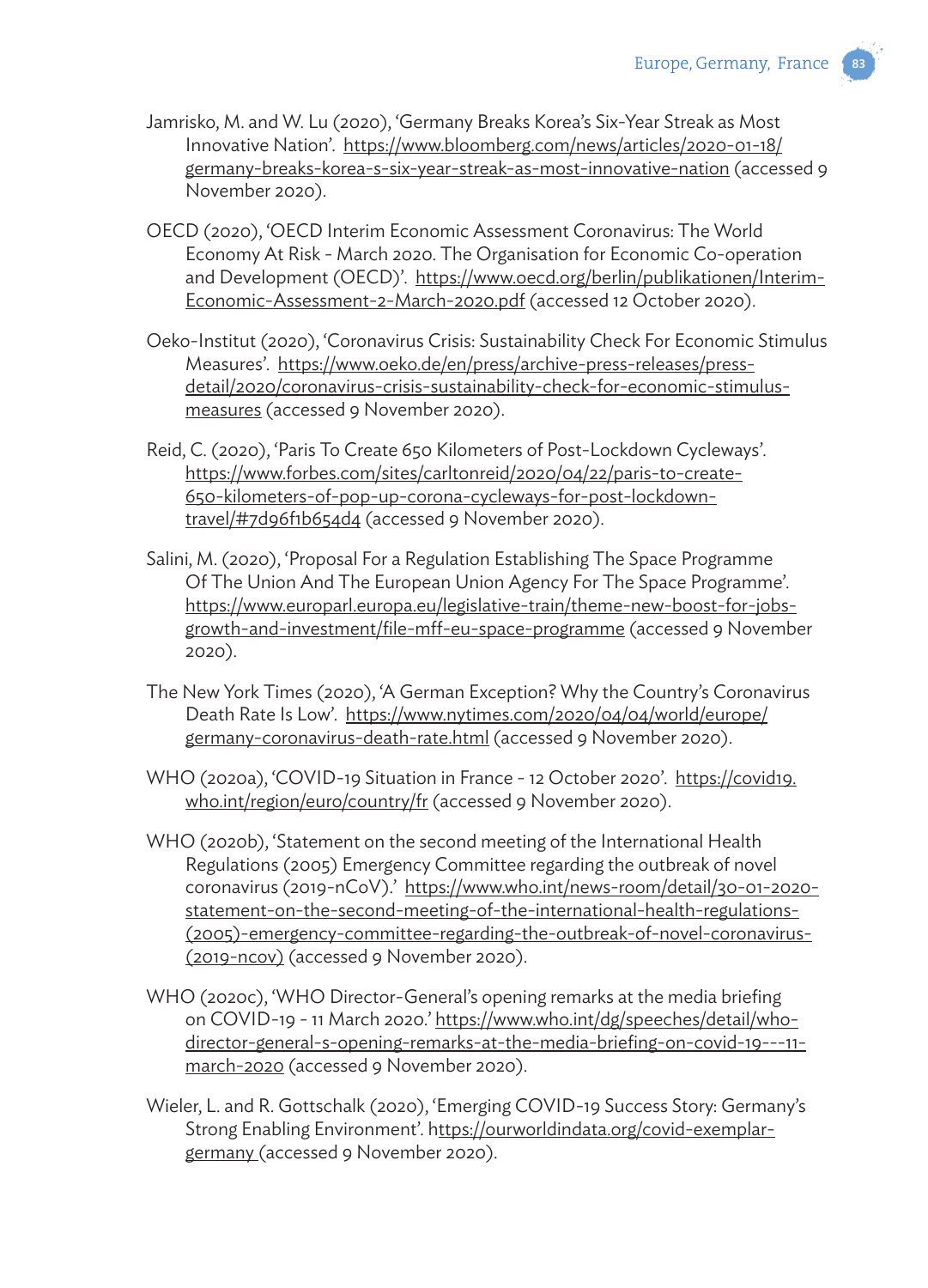Jamrisko, M. and W. Lu (2020), 'Germany Breaks Korea's Six-Year Streak as Most Innovative Nation'. https://www.bloomberg.com/news/articles/2020-01-18/germany-breaks-korea-s-six-year-streak-as-most-innovative-nation (accessed 9 November 2020).

OECD (2020), 'OECD Interim Economic Assessment Coronavirus: The World Economy At Risk - March 2020. The Organisation for Economic Co-operation and Development (OECD)'. https://www.oecd.org/berlin/publikationen/Interim-Economic-Assessment-2-March-2020.pdf (accessed 12 October 2020).

Oeko-Institut (2020), 'Coronavirus Crisis: Sustainability Check For Economic Stimulus Measures'. https://www.oeko.de/en/press/archive-press-releases/press-detail/2020/coronavirus-crisis-sustainability-check-for-economic-stimulus-measures (accessed 9 November 2020).

Reid, C. (2020), 'Paris To Create 650 Kilometers of Post-Lockdown Cycleways'. https://www.forbes.com/sites/carltonreid/2020/04/22/paris-to-create-650-kilometers-of-pop-up-corona-cycleways-for-post-lockdown-travel/#7d96f1b654d4 (accessed 9 November 2020).

Salini, M. (2020), 'Proposal For a Regulation Establishing The Space Programme Of The Union And The European Union Agency For The Space Programme'. https://www.europarl.europa.eu/legislative-train/theme-new-boost-for-jobs-growth-and-investment/file-mff-eu-space-programme (accessed 9 November 2020).

The New York Times (2020), 'A German Exception? Why the Country's Coronavirus Death Rate Is Low'. https://www.nytimes.com/2020/04/04/world/europe/germany-coronavirus-death-rate.html (accessed 9 November 2020).

WHO (2020a), 'COVID-19 Situation in France - 12 October 2020'. https://covid19.who.int/region/euro/country/fr (accessed 9 November 2020).

WHO (2020b), 'Statement on the second meeting of the International Health Regulations (2005) Emergency Committee regarding the outbreak of novel coronavirus (2019-nCoV).' https://www.who.int/news-room/detail/30-01-2020-statement-on-the-second-meeting-of-the-international-health-regulations-(2005)-emergency-committee-regarding-the-outbreak-of-novel-coronavirus-(2019-ncov) (accessed 9 November 2020).

WHO (2020c), 'WHO Director-General's opening remarks at the media briefing on COVID-19 - 11 March 2020.' https://www.who.int/dg/speeches/detail/who-director-general-s-opening-remarks-at-the-media-briefing-on-covid-19---11-march-2020 (accessed 9 November 2020).

Wieler, L. and R. Gottschalk (2020), 'Emerging COVID-19 Success Story: Germany's Strong Enabling Environment'. https://ourworldindata.org/covid-exemplar-germany (accessed 9 November 2020).